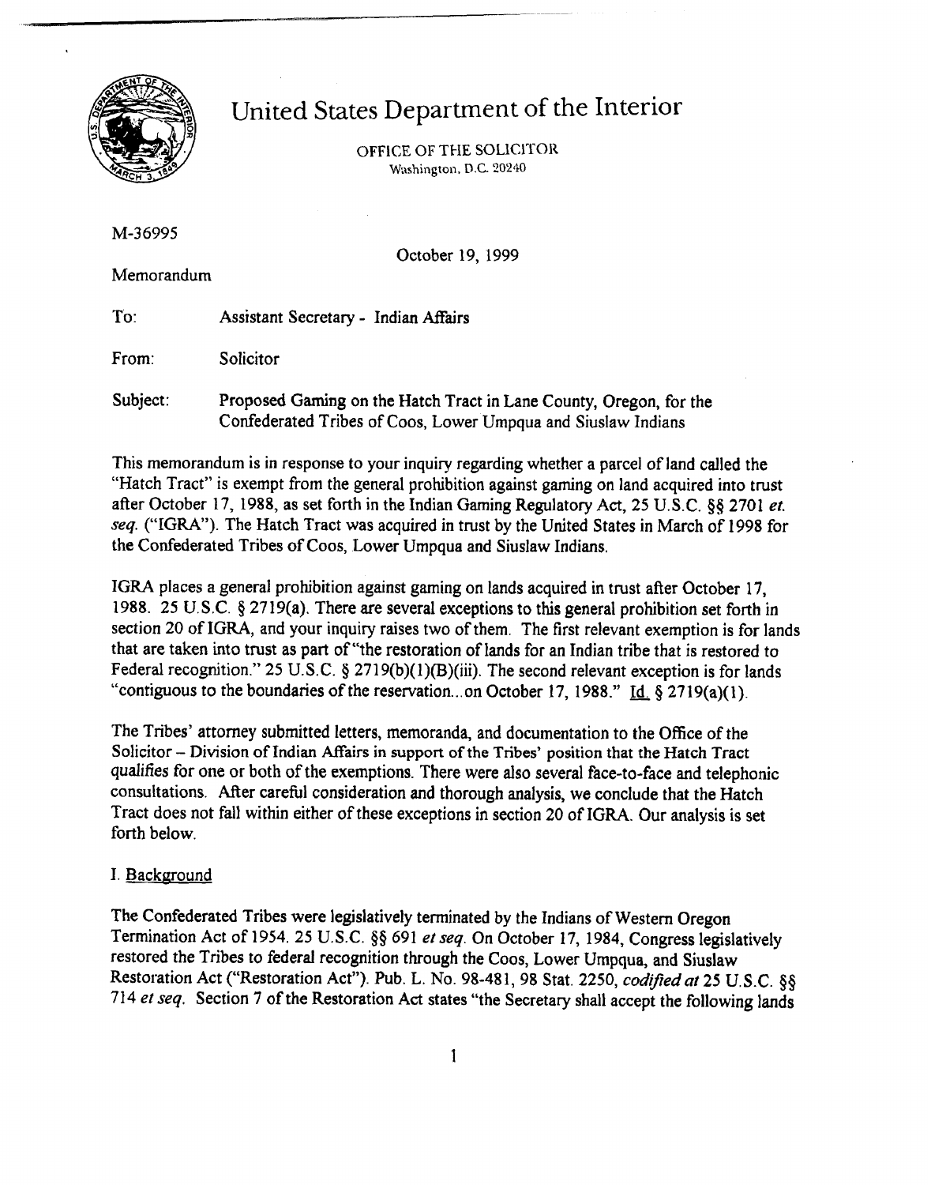# United States Department of the Interior

OFFICE OF THE SOLICITOR
Washington, D.C. 20240

M-36995

October 19, 1999

Memorandum

To: Assistant Secretary - Indian Affairs

From: Solicitor

Subject: Proposed Gaming on the Hatch Tract in Lane County, Oregon, for the Confederated Tribes of Coos, Lower Umpqua and Siuslaw Indians

This memorandum is in response to your inquiry regarding whether a parcel of land called the "Hatch Tract" is exempt from the general prohibition against gaming on land acquired into trust after October 17, 1988, as set forth in the Indian Gaming Regulatory Act, 25 U.S.C. §§ 2701 *et. seq.* ("IGRA"). The Hatch Tract was acquired in trust by the United States in March of 1998 for the Confederated Tribes of Coos, Lower Umpqua and Siuslaw Indians.

IGRA places a general prohibition against gaming on lands acquired in trust after October 17, 1988. 25 U.S.C. § 2719(a). There are several exceptions to this general prohibition set forth in section 20 of IGRA, and your inquiry raises two of them. The first relevant exemption is for lands that are taken into trust as part of "the restoration of lands for an Indian tribe that is restored to Federal recognition." 25 U.S.C. § 2719(b)(1)(B)(iii). The second relevant exception is for lands "contiguous to the boundaries of the reservation...on October 17, 1988." Id. § 2719(a)(1).

The Tribes' attorney submitted letters, memoranda, and documentation to the Office of the Solicitor – Division of Indian Affairs in support of the Tribes' position that the Hatch Tract qualifies for one or both of the exemptions. There were also several face-to-face and telephonic consultations. After careful consideration and thorough analysis, we conclude that the Hatch Tract does not fall within either of these exceptions in section 20 of IGRA. Our analysis is set forth below.

## I. Background

The Confederated Tribes were legislatively terminated by the Indians of Western Oregon Termination Act of 1954. 25 U.S.C. §§ 691 *et seq.* On October 17, 1984, Congress legislatively restored the Tribes to federal recognition through the Coos, Lower Umpqua, and Siuslaw Restoration Act ("Restoration Act"). Pub. L. No. 98-481, 98 Stat. 2250, *codified at* 25 U.S.C. §§ 714 *et seq.* Section 7 of the Restoration Act states "the Secretary shall accept the following lands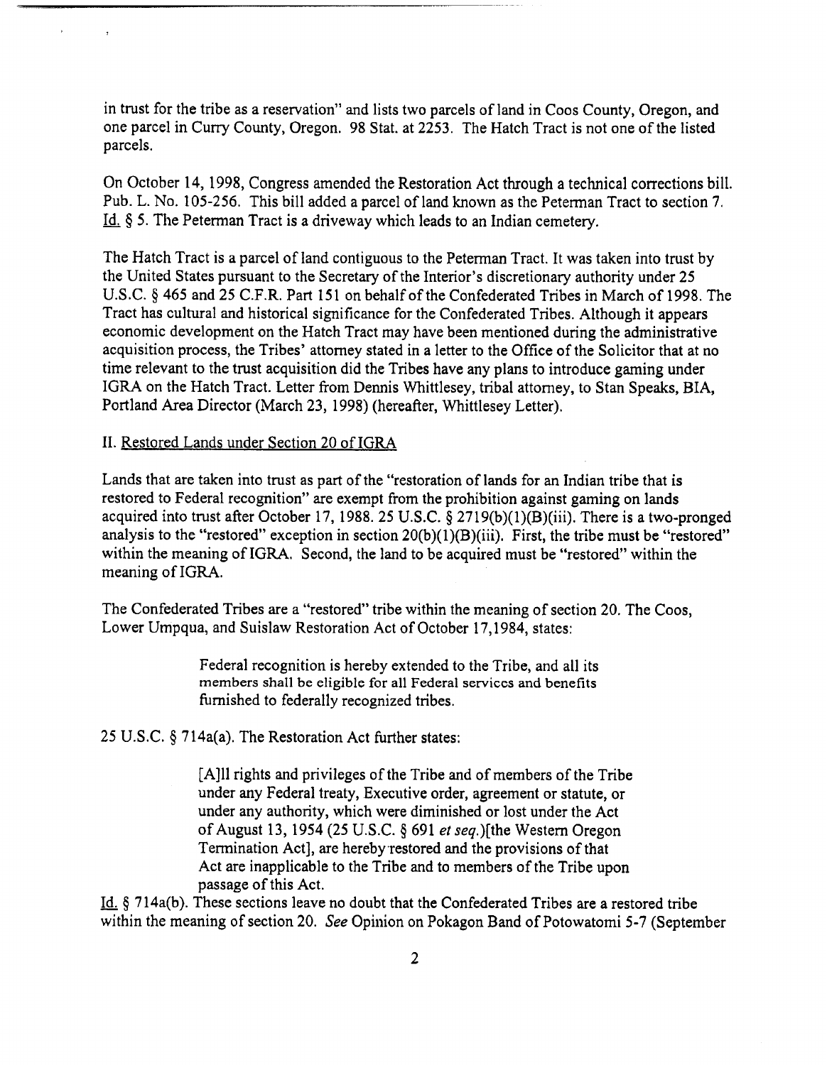in trust for the tribe as a reservation" and lists two parcels of land in Coos County, Oregon, and one parcel in Curry County, Oregon. 98 Stat. at 2253. The Hatch Tract is not one of the listed parcels.

On October 14, 1998, Congress amended the Restoration Act through a technical corrections bill. Pub. L. No. 105-256. This bill added a parcel of land known as the Peterman Tract to section 7. Id. § 5. The Peterman Tract is a driveway which leads to an Indian cemetery.

The Hatch Tract is a parcel of land contiguous to the Peterman Tract. It was taken into trust by the United States pursuant to the Secretary of the Interior's discretionary authority under 25 U.S.C. § 465 and 25 C.F.R. Part 151 on behalf of the Confederated Tribes in March of 1998. The Tract has cultural and historical significance for the Confederated Tribes. Although it appears economic development on the Hatch Tract may have been mentioned during the administrative acquisition process, the Tribes' attorney stated in a letter to the Office of the Solicitor that at no time relevant to the trust acquisition did the Tribes have any plans to introduce gaming under IGRA on the Hatch Tract. Letter from Dennis Whittlesey, tribal attorney, to Stan Speaks, BIA, Portland Area Director (March 23, 1998) (hereafter, Whittlesey Letter).

## II. Restored Lands under Section 20 of IGRA

Lands that are taken into trust as part of the "restoration of lands for an Indian tribe that is restored to Federal recognition" are exempt from the prohibition against gaming on lands acquired into trust after October 17, 1988. 25 U.S.C. § 2719(b)(1)(B)(iii). There is a two-pronged analysis to the "restored" exception in section 20(b)(1)(B)(iii). First, the tribe must be "restored" within the meaning of IGRA. Second, the land to be acquired must be "restored" within the meaning of IGRA.

The Confederated Tribes are a "restored" tribe within the meaning of section 20. The Coos, Lower Umpqua, and Suislaw Restoration Act of October 17,1984, states:

> Federal recognition is hereby extended to the Tribe, and all its members shall be eligible for all Federal services and benefits furnished to federally recognized tribes.

25 U.S.C. § 714a(a). The Restoration Act further states:

> [A]ll rights and privileges of the Tribe and of members of the Tribe under any Federal treaty, Executive order, agreement or statute, or under any authority, which were diminished or lost under the Act of August 13, 1954 (25 U.S.C. § 691 *et seq.*)[the Western Oregon Termination Act], are hereby restored and the provisions of that Act are inapplicable to the Tribe and to members of the Tribe upon passage of this Act.

Id. § 714a(b). These sections leave no doubt that the Confederated Tribes are a restored tribe within the meaning of section 20. *See* Opinion on Pokagon Band of Potowatomi 5-7 (September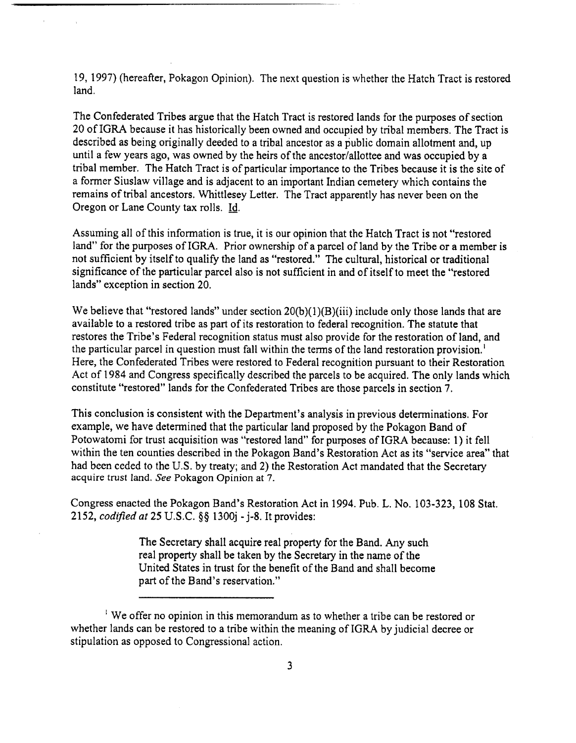19, 1997) (hereafter, Pokagon Opinion). The next question is whether the Hatch Tract is restored land.

The Confederated Tribes argue that the Hatch Tract is restored lands for the purposes of section 20 of IGRA because it has historically been owned and occupied by tribal members. The Tract is described as being originally deeded to a tribal ancestor as a public domain allotment and, up until a few years ago, was owned by the heirs of the ancestor/allottee and was occupied by a tribal member. The Hatch Tract is of particular importance to the Tribes because it is the site of a former Siuslaw village and is adjacent to an important Indian cemetery which contains the remains of tribal ancestors. Whittlesey Letter. The Tract apparently has never been on the Oregon or Lane County tax rolls. Id.

Assuming all of this information is true, it is our opinion that the Hatch Tract is not "restored land" for the purposes of IGRA. Prior ownership of a parcel of land by the Tribe or a member is not sufficient by itself to qualify the land as "restored." The cultural, historical or traditional significance of the particular parcel also is not sufficient in and of itself to meet the "restored lands" exception in section 20.

We believe that "restored lands" under section 20(b)(1)(B)(iii) include only those lands that are available to a restored tribe as part of its restoration to federal recognition. The statute that restores the Tribe's Federal recognition status must also provide for the restoration of land, and the particular parcel in question must fall within the terms of the land restoration provision.[1] Here, the Confederated Tribes were restored to Federal recognition pursuant to their Restoration Act of 1984 and Congress specifically described the parcels to be acquired. The only lands which constitute "restored" lands for the Confederated Tribes are those parcels in section 7.

This conclusion is consistent with the Department's analysis in previous determinations. For example, we have determined that the particular land proposed by the Pokagon Band of Potowatomi for trust acquisition was "restored land" for purposes of IGRA because: 1) it fell within the ten counties described in the Pokagon Band's Restoration Act as its "service area" that had been ceded to the U.S. by treaty; and 2) the Restoration Act mandated that the Secretary acquire trust land. *See* Pokagon Opinion at 7.

Congress enacted the Pokagon Band's Restoration Act in 1994. Pub. L. No. 103-323, 108 Stat. 2152, *codified at* 25 U.S.C. §§ 1300j - j-8. It provides:

> The Secretary shall acquire real property for the Band. Any such real property shall be taken by the Secretary in the name of the United States in trust for the benefit of the Band and shall become part of the Band's reservation."

[1] We offer no opinion in this memorandum as to whether a tribe can be restored or whether lands can be restored to a tribe within the meaning of IGRA by judicial decree or stipulation as opposed to Congressional action.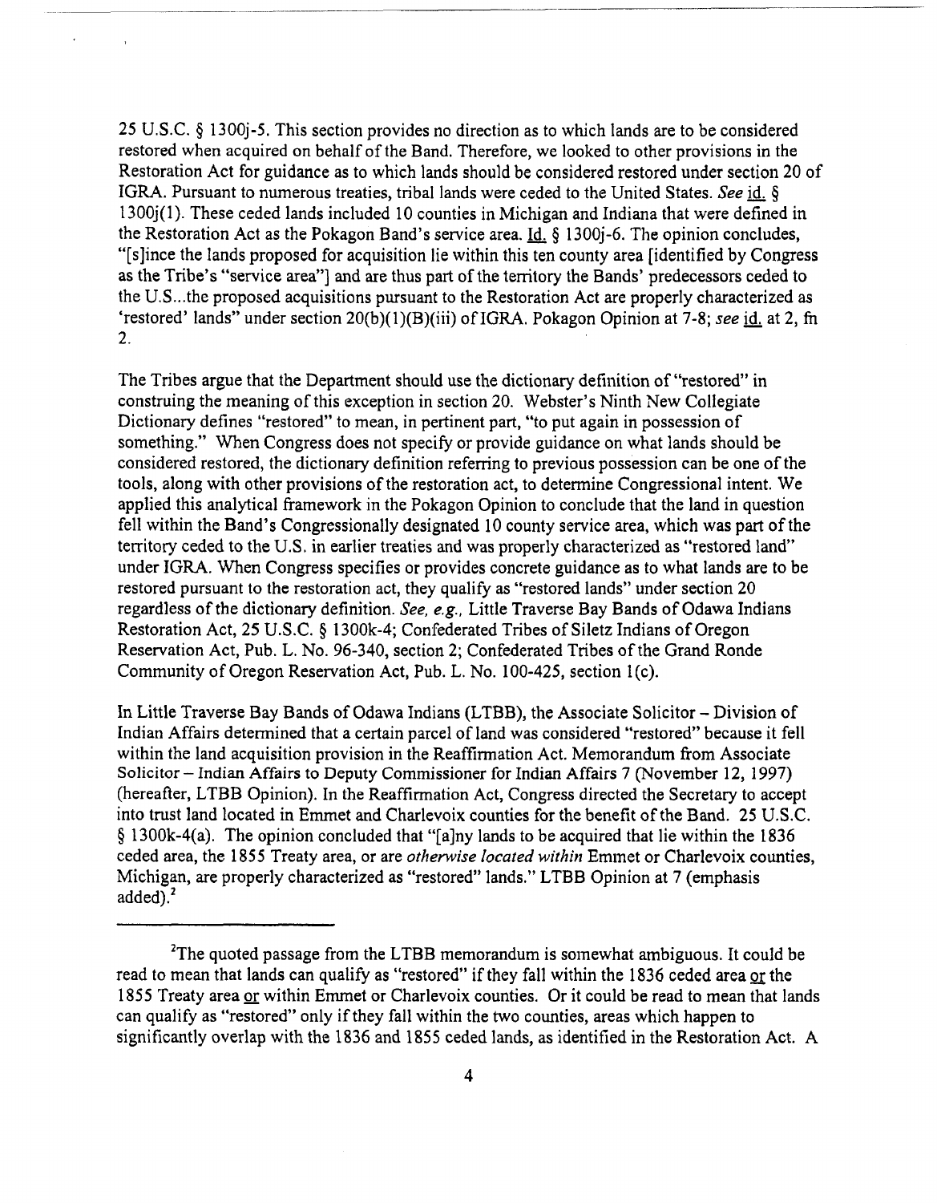25 U.S.C. § 1300j-5. This section provides no direction as to which lands are to be considered restored when acquired on behalf of the Band. Therefore, we looked to other provisions in the Restoration Act for guidance as to which lands should be considered restored under section 20 of IGRA. Pursuant to numerous treaties, tribal lands were ceded to the United States. *See* id. § 1300j(1). These ceded lands included 10 counties in Michigan and Indiana that were defined in the Restoration Act as the Pokagon Band's service area. Id. § 1300j-6. The opinion concludes, "[s]ince the lands proposed for acquisition lie within this ten county area [identified by Congress as the Tribe's "service area"] and are thus part of the territory the Bands' predecessors ceded to the U.S...the proposed acquisitions pursuant to the Restoration Act are properly characterized as 'restored' lands" under section 20(b)(1)(B)(iii) of IGRA. Pokagon Opinion at 7-8; *see* id. at 2, fn 2.

The Tribes argue that the Department should use the dictionary definition of "restored" in construing the meaning of this exception in section 20. Webster's Ninth New Collegiate Dictionary defines "restored" to mean, in pertinent part, "to put again in possession of something." When Congress does not specify or provide guidance on what lands should be considered restored, the dictionary definition referring to previous possession can be one of the tools, along with other provisions of the restoration act, to determine Congressional intent. We applied this analytical framework in the Pokagon Opinion to conclude that the land in question fell within the Band's Congressionally designated 10 county service area, which was part of the territory ceded to the U.S. in earlier treaties and was properly characterized as "restored land" under IGRA. When Congress specifies or provides concrete guidance as to what lands are to be restored pursuant to the restoration act, they qualify as "restored lands" under section 20 regardless of the dictionary definition. *See, e.g.,* Little Traverse Bay Bands of Odawa Indians Restoration Act, 25 U.S.C. § 1300k-4; Confederated Tribes of Siletz Indians of Oregon Reservation Act, Pub. L. No. 96-340, section 2; Confederated Tribes of the Grand Ronde Community of Oregon Reservation Act, Pub. L. No. 100-425, section 1(c).

In Little Traverse Bay Bands of Odawa Indians (LTBB), the Associate Solicitor – Division of Indian Affairs determined that a certain parcel of land was considered "restored" because it fell within the land acquisition provision in the Reaffirmation Act. Memorandum from Associate Solicitor – Indian Affairs to Deputy Commissioner for Indian Affairs 7 (November 12, 1997) (hereafter, LTBB Opinion). In the Reaffirmation Act, Congress directed the Secretary to accept into trust land located in Emmet and Charlevoix counties for the benefit of the Band. 25 U.S.C. § 1300k-4(a). The opinion concluded that "[a]ny lands to be acquired that lie within the 1836 ceded area, the 1855 Treaty area, or are *otherwise located within* Emmet or Charlevoix counties, Michigan, are properly characterized as "restored" lands." LTBB Opinion at 7 (emphasis added).[2]

---

[2]The quoted passage from the LTBB memorandum is somewhat ambiguous. It could be read to mean that lands can qualify as "restored" if they fall within the 1836 ceded area or the 1855 Treaty area or within Emmet or Charlevoix counties. Or it could be read to mean that lands can qualify as "restored" only if they fall within the two counties, areas which happen to significantly overlap with the 1836 and 1855 ceded lands, as identified in the Restoration Act. A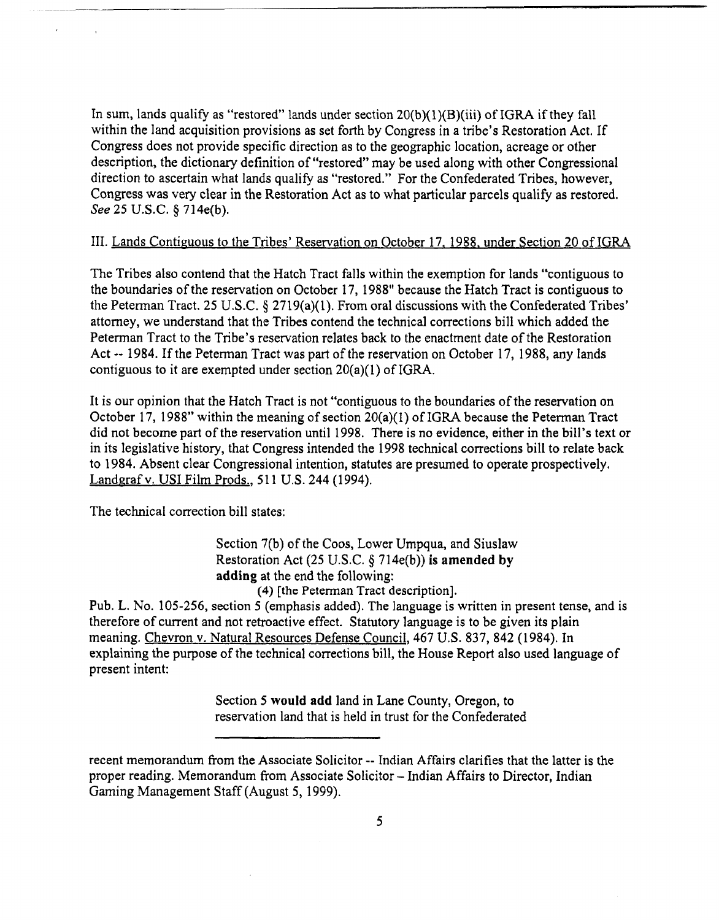In sum, lands qualify as "restored" lands under section 20(b)(1)(B)(iii) of IGRA if they fall within the land acquisition provisions as set forth by Congress in a tribe's Restoration Act. If Congress does not provide specific direction as to the geographic location, acreage or other description, the dictionary definition of "restored" may be used along with other Congressional direction to ascertain what lands qualify as "restored." For the Confederated Tribes, however, Congress was very clear in the Restoration Act as to what particular parcels qualify as restored. *See* 25 U.S.C. § 714e(b).

III. Lands Contiguous to the Tribes' Reservation on October 17, 1988, under Section 20 of IGRA

The Tribes also contend that the Hatch Tract falls within the exemption for lands "contiguous to the boundaries of the reservation on October 17, 1988" because the Hatch Tract is contiguous to the Peterman Tract. 25 U.S.C. § 2719(a)(1). From oral discussions with the Confederated Tribes' attorney, we understand that the Tribes contend the technical corrections bill which added the Peterman Tract to the Tribe's reservation relates back to the enactment date of the Restoration Act -- 1984. If the Peterman Tract was part of the reservation on October 17, 1988, any lands contiguous to it are exempted under section 20(a)(1) of IGRA.

It is our opinion that the Hatch Tract is not "contiguous to the boundaries of the reservation on October 17, 1988" within the meaning of section 20(a)(1) of IGRA because the Peterman Tract did not become part of the reservation until 1998. There is no evidence, either in the bill's text or in its legislative history, that Congress intended the 1998 technical corrections bill to relate back to 1984. Absent clear Congressional intention, statutes are presumed to operate prospectively. Landgraf v. USI Film Prods., 511 U.S. 244 (1994).

The technical correction bill states:

> Section 7(b) of the Coos, Lower Umpqua, and Siuslaw Restoration Act (25 U.S.C. § 714e(b)) **is amended by adding** at the end the following:
> (4) [the Peterman Tract description].

Pub. L. No. 105-256, section 5 (emphasis added). The language is written in present tense, and is therefore of current and not retroactive effect. Statutory language is to be given its plain meaning. Chevron v. Natural Resources Defense Council, 467 U.S. 837, 842 (1984). In explaining the purpose of the technical corrections bill, the House Report also used language of present intent:

> Section 5 **would add** land in Lane County, Oregon, to reservation land that is held in trust for the Confederated

---

recent memorandum from the Associate Solicitor -- Indian Affairs clarifies that the latter is the proper reading. Memorandum from Associate Solicitor – Indian Affairs to Director, Indian Gaming Management Staff (August 5, 1999).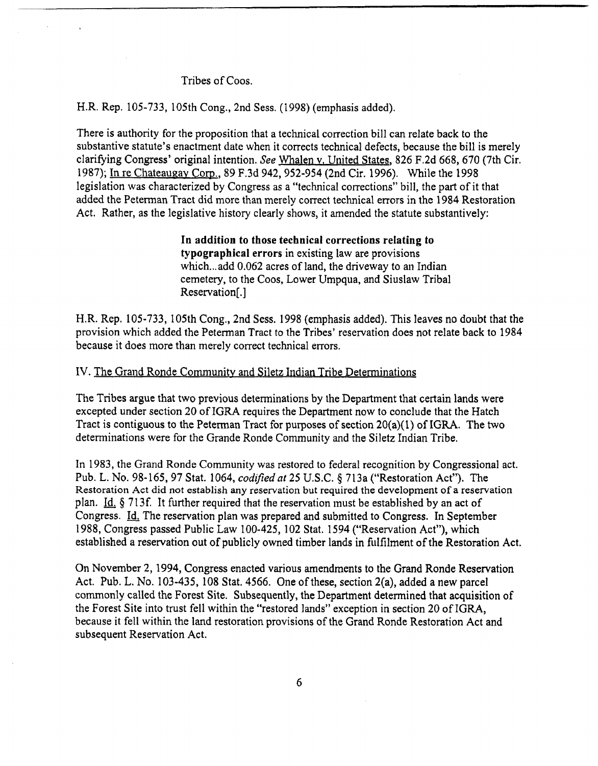Tribes of Coos.

H.R. Rep. 105-733, 105th Cong., 2nd Sess. (1998) (emphasis added).

There is authority for the proposition that a technical correction bill can relate back to the substantive statute's enactment date when it corrects technical defects, because the bill is merely clarifying Congress' original intention. *See* Whalen v. United States, 826 F.2d 668, 670 (7th Cir. 1987); In re Chateaugay Corp., 89 F.3d 942, 952-954 (2nd Cir. 1996). While the 1998 legislation was characterized by Congress as a "technical corrections" bill, the part of it that added the Peterman Tract did more than merely correct technical errors in the 1984 Restoration Act. Rather, as the legislative history clearly shows, it amended the statute substantively:

> **In addition to those technical corrections relating to typographical errors** in existing law are provisions which...add 0.062 acres of land, the driveway to an Indian cemetery, to the Coos, Lower Umpqua, and Siuslaw Tribal Reservation[.]

H.R. Rep. 105-733, 105th Cong., 2nd Sess. 1998 (emphasis added). This leaves no doubt that the provision which added the Peterman Tract to the Tribes' reservation does not relate back to 1984 because it does more than merely correct technical errors.

## IV. The Grand Ronde Community and Siletz Indian Tribe Determinations

The Tribes argue that two previous determinations by the Department that certain lands were excepted under section 20 of IGRA requires the Department now to conclude that the Hatch Tract is contiguous to the Peterman Tract for purposes of section 20(a)(1) of IGRA. The two determinations were for the Grande Ronde Community and the Siletz Indian Tribe.

In 1983, the Grand Ronde Community was restored to federal recognition by Congressional act. Pub. L. No. 98-165, 97 Stat. 1064, *codified at* 25 U.S.C. § 713a ("Restoration Act"). The Restoration Act did not establish any reservation but required the development of a reservation plan. Id. § 713f. It further required that the reservation must be established by an act of Congress. Id. The reservation plan was prepared and submitted to Congress. In September 1988, Congress passed Public Law 100-425, 102 Stat. 1594 ("Reservation Act"), which established a reservation out of publicly owned timber lands in fulfilment of the Restoration Act.

On November 2, 1994, Congress enacted various amendments to the Grand Ronde Reservation Act. Pub. L. No. 103-435, 108 Stat. 4566. One of these, section 2(a), added a new parcel commonly called the Forest Site. Subsequently, the Department determined that acquisition of the Forest Site into trust fell within the "restored lands" exception in section 20 of IGRA, because it fell within the land restoration provisions of the Grand Ronde Restoration Act and subsequent Reservation Act.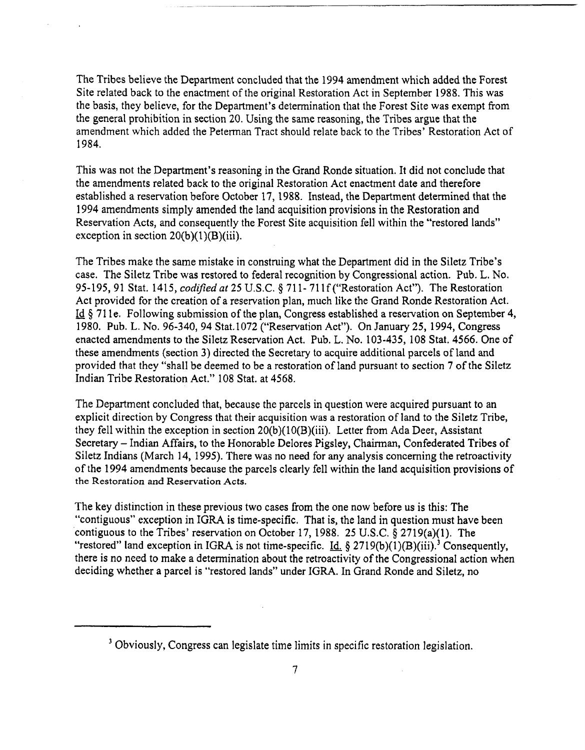The Tribes believe the Department concluded that the 1994 amendment which added the Forest Site related back to the enactment of the original Restoration Act in September 1988. This was the basis, they believe, for the Department's determination that the Forest Site was exempt from the general prohibition in section 20. Using the same reasoning, the Tribes argue that the amendment which added the Peterman Tract should relate back to the Tribes' Restoration Act of 1984.

This was not the Department's reasoning in the Grand Ronde situation. It did not conclude that the amendments related back to the original Restoration Act enactment date and therefore established a reservation before October 17, 1988. Instead, the Department determined that the 1994 amendments simply amended the land acquisition provisions in the Restoration and Reservation Acts, and consequently the Forest Site acquisition fell within the "restored lands" exception in section 20(b)(1)(B)(iii).

The Tribes make the same mistake in construing what the Department did in the Siletz Tribe's case. The Siletz Tribe was restored to federal recognition by Congressional action. Pub. L. No. 95-195, 91 Stat. 1415, *codified at* 25 U.S.C. § 711- 711f ("Restoration Act"). The Restoration Act provided for the creation of a reservation plan, much like the Grand Ronde Restoration Act. Id § 711e. Following submission of the plan, Congress established a reservation on September 4, 1980. Pub. L. No. 96-340, 94 Stat.1072 ("Reservation Act"). On January 25, 1994, Congress enacted amendments to the Siletz Reservation Act. Pub. L. No. 103-435, 108 Stat. 4566. One of these amendments (section 3) directed the Secretary to acquire additional parcels of land and provided that they "shall be deemed to be a restoration of land pursuant to section 7 of the Siletz Indian Tribe Restoration Act." 108 Stat. at 4568.

The Department concluded that, because the parcels in question were acquired pursuant to an explicit direction by Congress that their acquisition was a restoration of land to the Siletz Tribe, they fell within the exception in section 20(b)(10(B)(iii). Letter from Ada Deer, Assistant Secretary – Indian Affairs, to the Honorable Delores Pigsley, Chairman, Confederated Tribes of Siletz Indians (March 14, 1995). There was no need for any analysis concerning the retroactivity of the 1994 amendments because the parcels clearly fell within the land acquisition provisions of the Restoration and Reservation Acts.

The key distinction in these previous two cases from the one now before us is this: The "contiguous" exception in IGRA is time-specific. That is, the land in question must have been contiguous to the Tribes' reservation on October 17, 1988. 25 U.S.C. § 2719(a)(1). The "restored" land exception in IGRA is not time-specific. Id. § 2719(b)(1)(B)(iii).[3] Consequently, there is no need to make a determination about the retroactivity of the Congressional action when deciding whether a parcel is "restored lands" under IGRA. In Grand Ronde and Siletz, no

[3] Obviously, Congress can legislate time limits in specific restoration legislation.